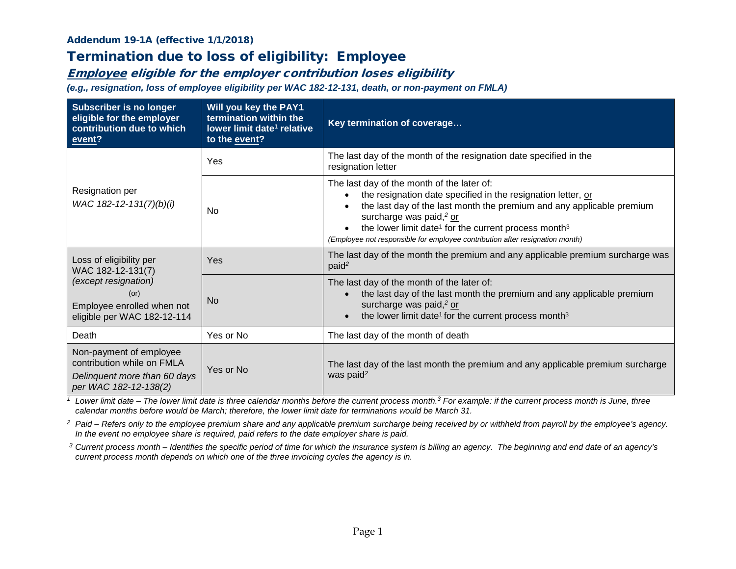**Addendum 19-1A (effective 1/1/2018)**

# Termination due to loss of eligibility: Employee

## *Employee eligible for the employer contribution loses eligibility*

***(e.g., resignation, loss of employee eligibility per WAC 182-12-131, death, or non-payment on FMLA)***

| Subscriber is no longer eligible for the employer contribution due to which event? | Will you key the PAY1 termination within the lower limit date[1] relative to the event? | Key termination of coverage… |
|---|---|---|
| Resignation per *WAC 182-12-131(7)(b)(i)* | Yes | The last day of the month of the resignation date specified in the resignation letter |
| | No | The last day of the month of the later of: <br>• the resignation date specified in the resignation letter, or <br>• the last day of the last month the premium and any applicable premium surcharge was paid,[2] or <br>• the lower limit date[1] for the current process month[3] <br>*(Employee not responsible for employee contribution after resignation month)* |
| Loss of eligibility per WAC 182-12-131(7) *(except resignation)* (or) Employee enrolled when not eligible per WAC 182-12-114 | Yes | The last day of the month the premium and any applicable premium surcharge was paid[2] |
| | No | The last day of the month of the later of: <br>• the last day of the last month the premium and any applicable premium surcharge was paid,[2] or <br>• the lower limit date[1] for the current process month[3] |
| Death | Yes or No | The last day of the month of death |
| Non-payment of employee contribution while on FMLA *Delinquent more than 60 days per WAC 182-12-138(2)* | Yes or No | The last day of the last month the premium and any applicable premium surcharge was paid[2] |

[1] *Lower limit date – The lower limit date is three calendar months before the current process month.[3] For example: if the current process month is June, three calendar months before would be March; therefore, the lower limit date for terminations would be March 31.*

[2] *Paid – Refers only to the employee premium share and any applicable premium surcharge being received by or withheld from payroll by the employee's agency. In the event no employee share is required, paid refers to the date employer share is paid.*

[3] *Current process month – Identifies the specific period of time for which the insurance system is billing an agency. The beginning and end date of an agency's current process month depends on which one of the three invoicing cycles the agency is in.*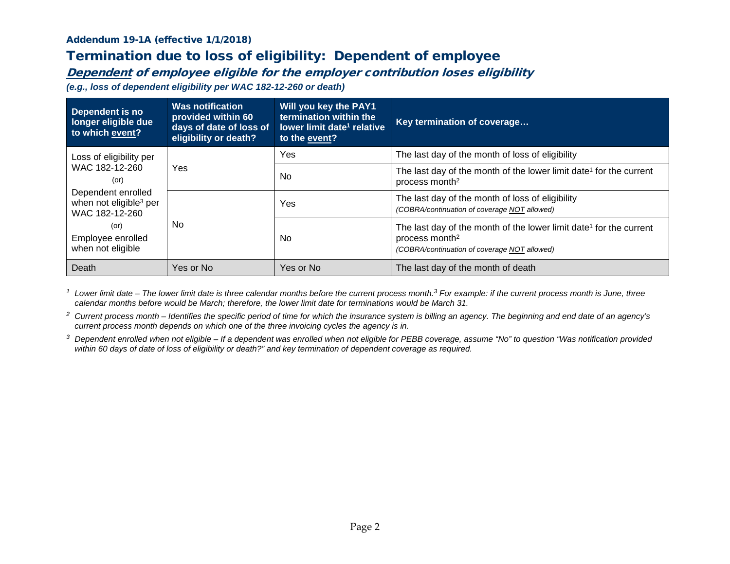**Addendum 19-1A (effective 1/1/2018)**

# Termination due to loss of eligibility: Dependent of employee

## ***Dependent of employee eligible for the employer contribution loses eligibility***

***(e.g., loss of dependent eligibility per WAC 182-12-260 or death)***

| Dependent is no longer eligible due to which event? | Was notification provided within 60 days of date of loss of eligibility or death? | Will you key the PAY1 termination within the lower limit date[1] relative to the event? | Key termination of coverage… |
|---|---|---|---|
| Loss of eligibility per WAC 182-12-260 (or) Dependent enrolled when not eligible[3] per WAC 182-12-260 (or) Employee enrolled when not eligible | Yes | Yes | The last day of the month of loss of eligibility |
| | | No | The last day of the month of the lower limit date[1] for the current process month[2] |
| | No | Yes | The last day of the month of loss of eligibility *(COBRA/continuation of coverage NOT allowed)* |
| | | No | The last day of the month of the lower limit date[1] for the current process month[2] *(COBRA/continuation of coverage NOT allowed)* |
| Death | Yes or No | Yes or No | The last day of the month of death |

[1] *Lower limit date – The lower limit date is three calendar months before the current process month.[3] For example: if the current process month is June, three calendar months before would be March; therefore, the lower limit date for terminations would be March 31.*

[2] *Current process month – Identifies the specific period of time for which the insurance system is billing an agency. The beginning and end date of an agency's current process month depends on which one of the three invoicing cycles the agency is in.*

[3] *Dependent enrolled when not eligible – If a dependent was enrolled when not eligible for PEBB coverage, assume "No" to question "Was notification provided within 60 days of date of loss of eligibility or death?" and key termination of dependent coverage as required.*